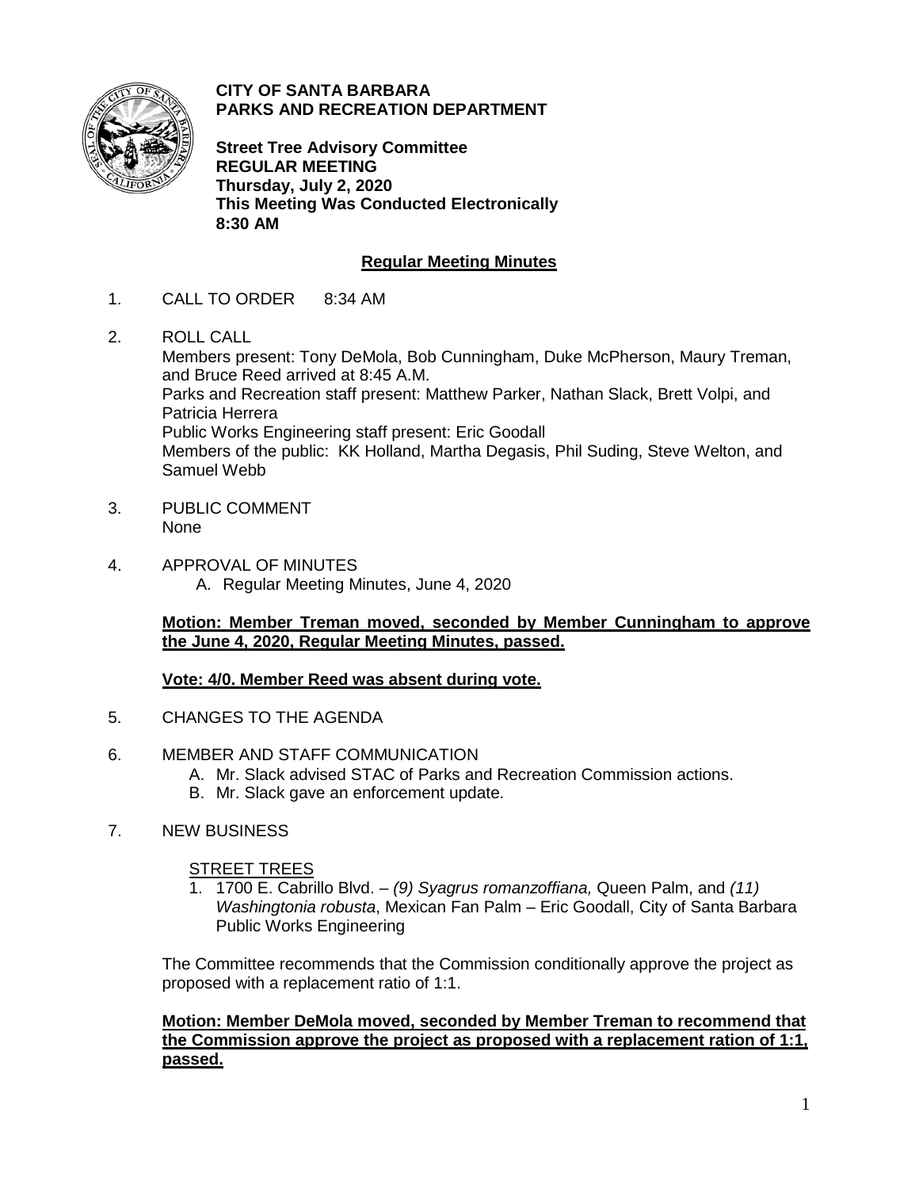**CITY OF SANTA BARBARA**
**PARKS AND RECREATION DEPARTMENT**

**Street Tree Advisory Committee**
**REGULAR MEETING**
**Thursday, July 2, 2020**
**This Meeting Was Conducted Electronically**
**8:30 AM**

## Regular Meeting Minutes

1. CALL TO ORDER 8:34 AM

2. ROLL CALL
   Members present: Tony DeMola, Bob Cunningham, Duke McPherson, Maury Treman, and Bruce Reed arrived at 8:45 A.M.
   Parks and Recreation staff present: Matthew Parker, Nathan Slack, Brett Volpi, and Patricia Herrera
   Public Works Engineering staff present: Eric Goodall
   Members of the public: KK Holland, Martha Degasis, Phil Suding, Steve Welton, and Samuel Webb

3. PUBLIC COMMENT
   None

4. APPROVAL OF MINUTES
   A. Regular Meeting Minutes, June 4, 2020

   **Motion: Member Treman moved, seconded by Member Cunningham to approve the June 4, 2020, Regular Meeting Minutes, passed.**

   **Vote: 4/0. Member Reed was absent during vote.**

5. CHANGES TO THE AGENDA

6. MEMBER AND STAFF COMMUNICATION
   A. Mr. Slack advised STAC of Parks and Recreation Commission actions.
   B. Mr. Slack gave an enforcement update.

7. NEW BUSINESS

   STREET TREES
   1. 1700 E. Cabrillo Blvd. – *(9) Syagrus romanzoffiana,* Queen Palm, and *(11) Washingtonia robusta*, Mexican Fan Palm – Eric Goodall, City of Santa Barbara Public Works Engineering

   The Committee recommends that the Commission conditionally approve the project as proposed with a replacement ratio of 1:1.

   **Motion: Member DeMola moved, seconded by Member Treman to recommend that the Commission approve the project as proposed with a replacement ration of 1:1, passed.**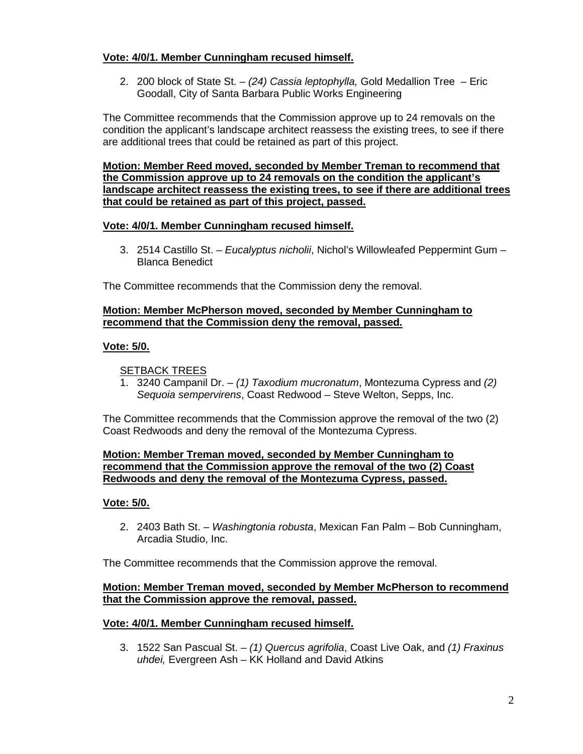**Vote: 4/0/1. Member Cunningham recused himself.**

2. 200 block of State St. – *(24) Cassia leptophylla,* Gold Medallion Tree – Eric Goodall, City of Santa Barbara Public Works Engineering

The Committee recommends that the Commission approve up to 24 removals on the condition the applicant's landscape architect reassess the existing trees, to see if there are additional trees that could be retained as part of this project.

**Motion: Member Reed moved, seconded by Member Treman to recommend that the Commission approve up to 24 removals on the condition the applicant's landscape architect reassess the existing trees, to see if there are additional trees that could be retained as part of this project, passed.**

**Vote: 4/0/1. Member Cunningham recused himself.**

3. 2514 Castillo St. – *Eucalyptus nicholii*, Nichol's Willowleafed Peppermint Gum – Blanca Benedict

The Committee recommends that the Commission deny the removal.

**Motion: Member McPherson moved, seconded by Member Cunningham to recommend that the Commission deny the removal, passed.**

**Vote: 5/0.**

SETBACK TREES

1. 3240 Campanil Dr. – *(1) Taxodium mucronatum*, Montezuma Cypress and *(2) Sequoia sempervirens*, Coast Redwood – Steve Welton, Sepps, Inc.

The Committee recommends that the Commission approve the removal of the two (2) Coast Redwoods and deny the removal of the Montezuma Cypress.

**Motion: Member Treman moved, seconded by Member Cunningham to recommend that the Commission approve the removal of the two (2) Coast Redwoods and deny the removal of the Montezuma Cypress, passed.**

**Vote: 5/0.**

2. 2403 Bath St. – *Washingtonia robusta*, Mexican Fan Palm – Bob Cunningham, Arcadia Studio, Inc.

The Committee recommends that the Commission approve the removal.

**Motion: Member Treman moved, seconded by Member McPherson to recommend that the Commission approve the removal, passed.**

**Vote: 4/0/1. Member Cunningham recused himself.**

3. 1522 San Pascual St. – *(1) Quercus agrifolia*, Coast Live Oak, and *(1) Fraxinus uhdei,* Evergreen Ash – KK Holland and David Atkins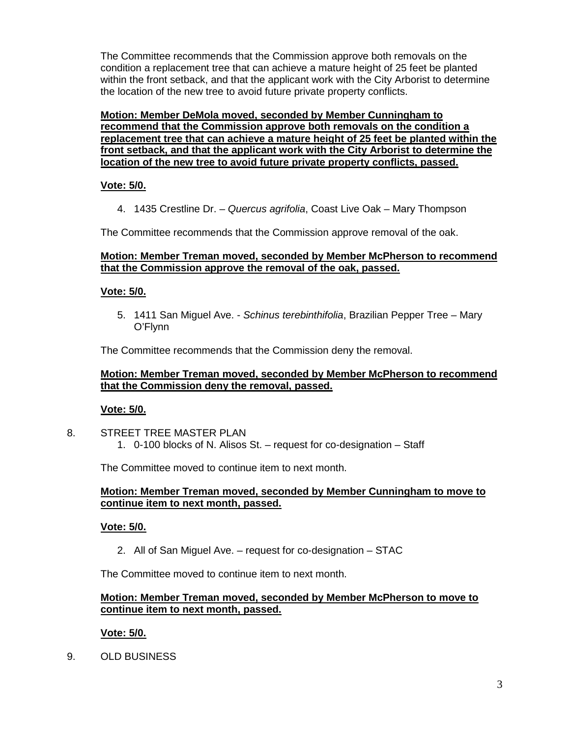The Committee recommends that the Commission approve both removals on the condition a replacement tree that can achieve a mature height of 25 feet be planted within the front setback, and that the applicant work with the City Arborist to determine the location of the new tree to avoid future private property conflicts.

**Motion: Member DeMola moved, seconded by Member Cunningham to recommend that the Commission approve both removals on the condition a replacement tree that can achieve a mature height of 25 feet be planted within the front setback, and that the applicant work with the City Arborist to determine the location of the new tree to avoid future private property conflicts, passed.**

**Vote: 5/0.**

4. 1435 Crestline Dr. – *Quercus agrifolia*, Coast Live Oak – Mary Thompson

The Committee recommends that the Commission approve removal of the oak.

**Motion: Member Treman moved, seconded by Member McPherson to recommend that the Commission approve the removal of the oak, passed.**

**Vote: 5/0.**

5. 1411 San Miguel Ave. - *Schinus terebinthifolia*, Brazilian Pepper Tree – Mary O'Flynn

The Committee recommends that the Commission deny the removal.

**Motion: Member Treman moved, seconded by Member McPherson to recommend that the Commission deny the removal, passed.**

**Vote: 5/0.**

8. STREET TREE MASTER PLAN
   1. 0-100 blocks of N. Alisos St. – request for co-designation – Staff

The Committee moved to continue item to next month.

**Motion: Member Treman moved, seconded by Member Cunningham to move to continue item to next month, passed.**

**Vote: 5/0.**

2. All of San Miguel Ave. – request for co-designation – STAC

The Committee moved to continue item to next month.

**Motion: Member Treman moved, seconded by Member McPherson to move to continue item to next month, passed.**

**Vote: 5/0.**

9. OLD BUSINESS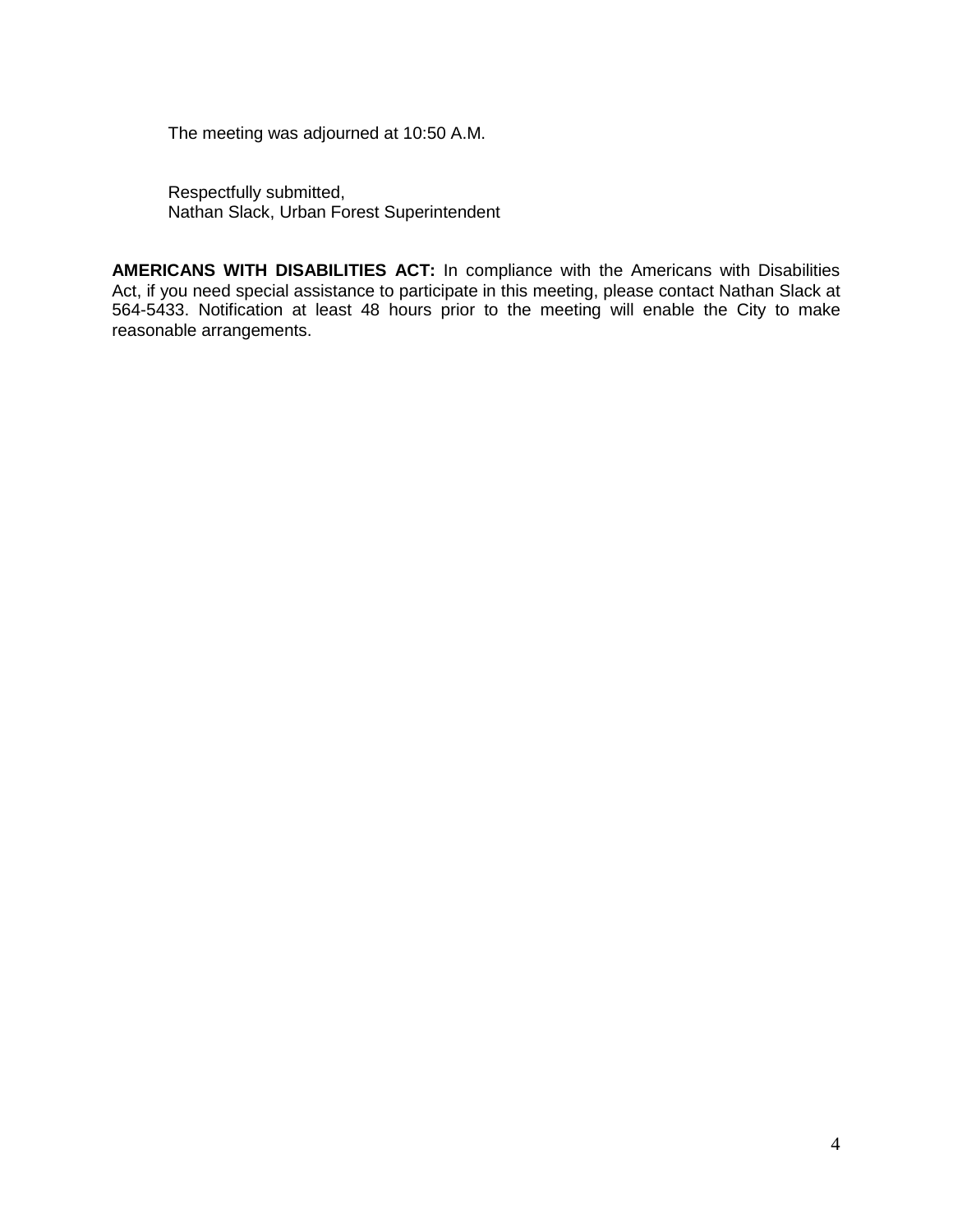The meeting was adjourned at 10:50 A.M.

Respectfully submitted,
Nathan Slack, Urban Forest Superintendent

**AMERICANS WITH DISABILITIES ACT:** In compliance with the Americans with Disabilities Act, if you need special assistance to participate in this meeting, please contact Nathan Slack at 564-5433. Notification at least 48 hours prior to the meeting will enable the City to make reasonable arrangements.